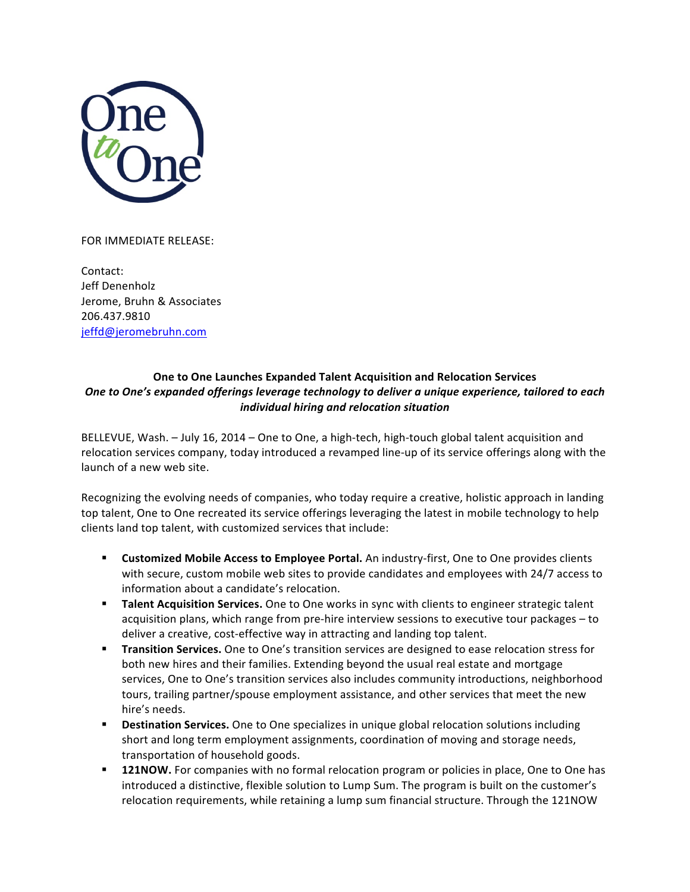FOR IMMEDIATE RELEASE:

Contact:
Jeff Denenholz
Jerome, Bruhn & Associates
206.437.9810
jeffd@jeromebruhn.com

**One to One Launches Expanded Talent Acquisition and Relocation Services**

***One to One's expanded offerings leverage technology to deliver a unique experience, tailored to each individual hiring and relocation situation***

BELLEVUE, Wash. – July 16, 2014 – One to One, a high-tech, high-touch global talent acquisition and relocation services company, today introduced a revamped line-up of its service offerings along with the launch of a new web site.

Recognizing the evolving needs of companies, who today require a creative, holistic approach in landing top talent, One to One recreated its service offerings leveraging the latest in mobile technology to help clients land top talent, with customized services that include:

- **Customized Mobile Access to Employee Portal.** An industry-first, One to One provides clients with secure, custom mobile web sites to provide candidates and employees with 24/7 access to information about a candidate's relocation.
- **Talent Acquisition Services.** One to One works in sync with clients to engineer strategic talent acquisition plans, which range from pre-hire interview sessions to executive tour packages – to deliver a creative, cost-effective way in attracting and landing top talent.
- **Transition Services.** One to One's transition services are designed to ease relocation stress for both new hires and their families. Extending beyond the usual real estate and mortgage services, One to One's transition services also includes community introductions, neighborhood tours, trailing partner/spouse employment assistance, and other services that meet the new hire's needs.
- **Destination Services.** One to One specializes in unique global relocation solutions including short and long term employment assignments, coordination of moving and storage needs, transportation of household goods.
- **121NOW.** For companies with no formal relocation program or policies in place, One to One has introduced a distinctive, flexible solution to Lump Sum. The program is built on the customer's relocation requirements, while retaining a lump sum financial structure. Through the 121NOW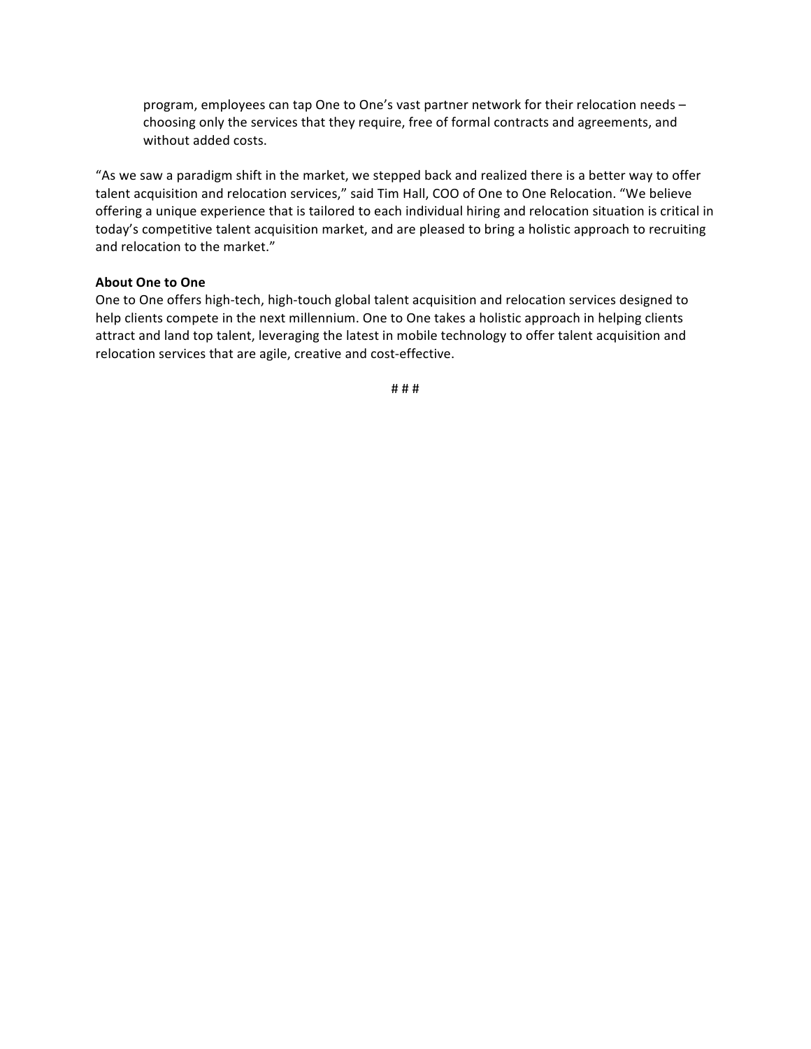program, employees can tap One to One's vast partner network for their relocation needs – choosing only the services that they require, free of formal contracts and agreements, and without added costs.

"As we saw a paradigm shift in the market, we stepped back and realized there is a better way to offer talent acquisition and relocation services," said Tim Hall, COO of One to One Relocation. "We believe offering a unique experience that is tailored to each individual hiring and relocation situation is critical in today's competitive talent acquisition market, and are pleased to bring a holistic approach to recruiting and relocation to the market."

**About One to One**

One to One offers high-tech, high-touch global talent acquisition and relocation services designed to help clients compete in the next millennium. One to One takes a holistic approach in helping clients attract and land top talent, leveraging the latest in mobile technology to offer talent acquisition and relocation services that are agile, creative and cost-effective.

# # #